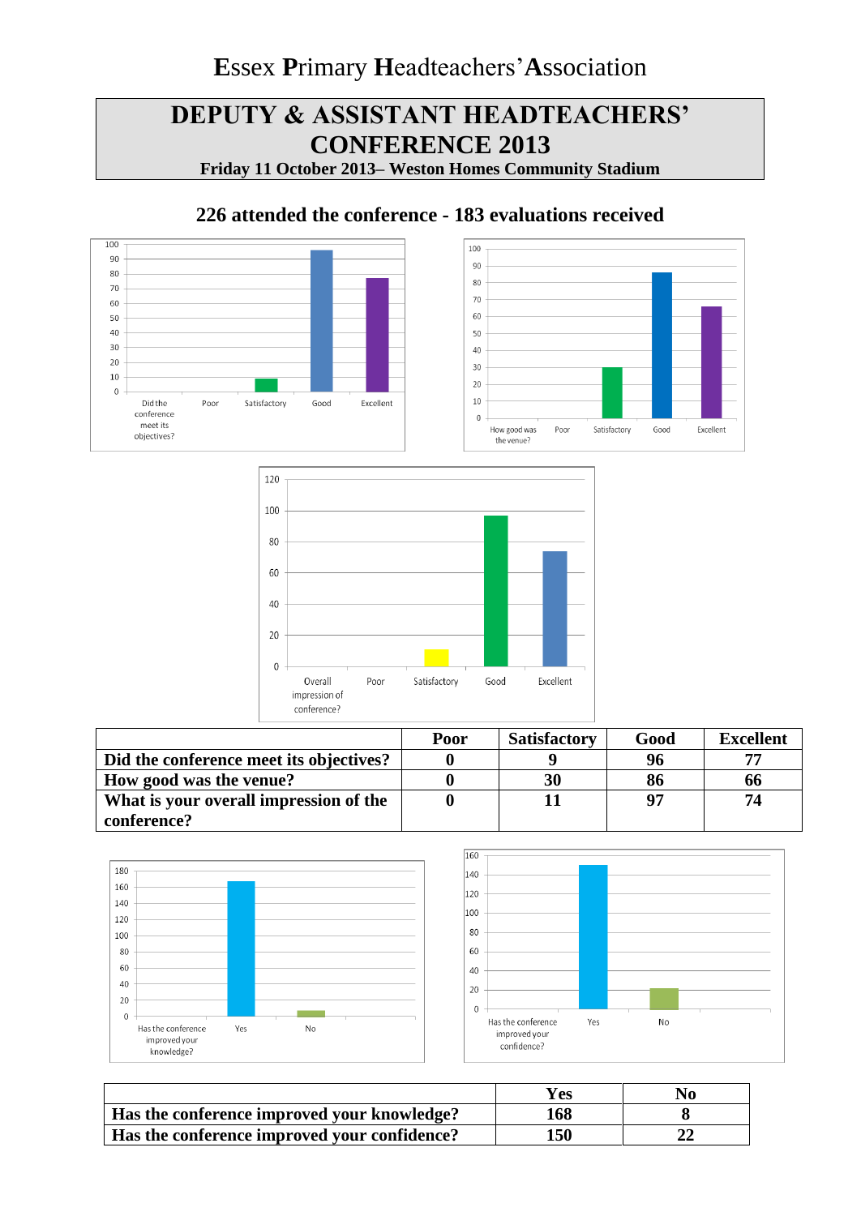# Essex Primary Headteachers' Association

## DEPUTY & ASSISTANT HEADTEACHERS' CONFERENCE 2013

**Friday 11 October 2013– Weston Homes Community Stadium**

### 226 attended the conference - 183 evaluations received

| | Poor | Satisfactory | Good | Excellent |
|---|---|---|---|---|
| Did the conference meet its objectives? | 0 | 9 | 96 | 77 |
| How good was the venue? | 0 | 30 | 86 | 66 |
| What is your overall impression of the conference? | 0 | 11 | 97 | 74 |

| | Yes | No |
|---|---|---|
| Has the conference improved your knowledge? | 168 | 8 |
| Has the conference improved your confidence? | 150 | 22 |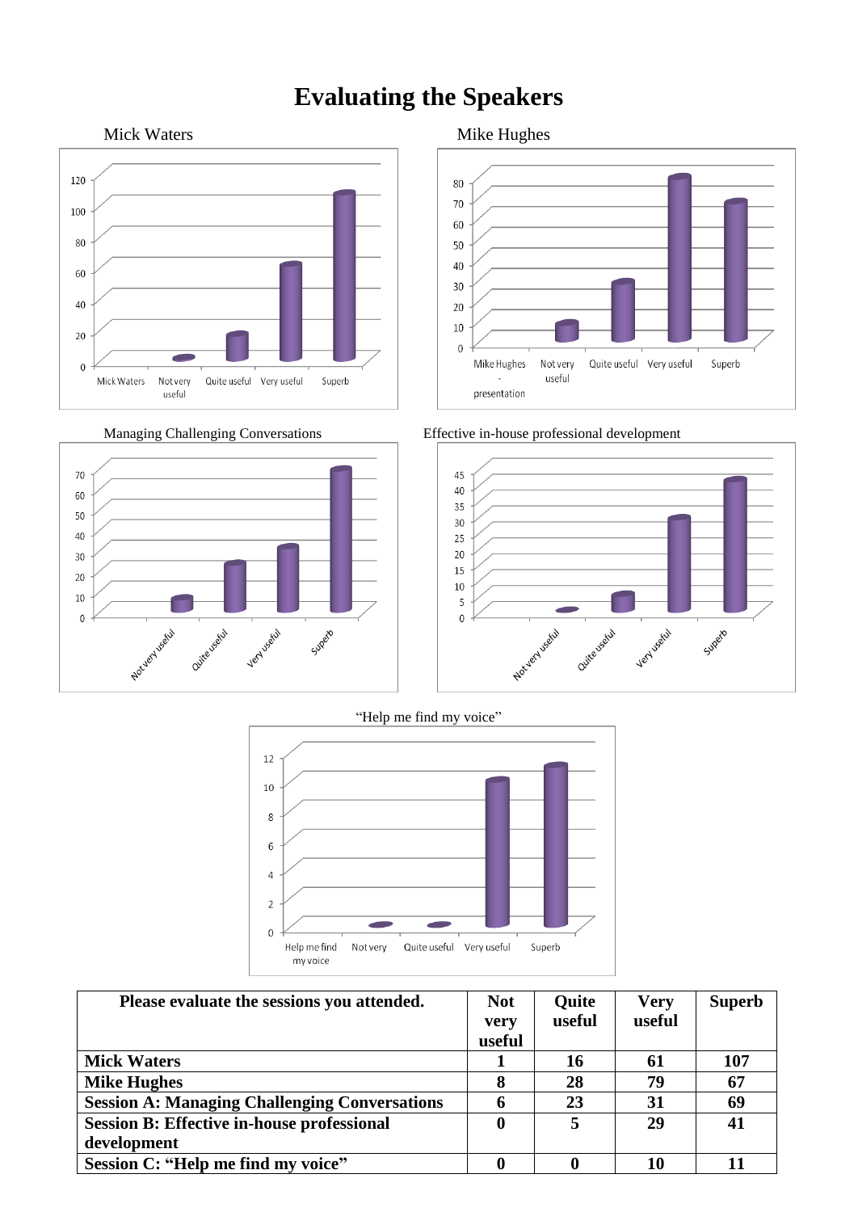# Evaluating the Speakers

Mick Waters

Mike Hughes

Managing Challenging Conversations

Effective in-house professional development

"Help me find my voice"

| Please evaluate the sessions you attended. | Not very useful | Quite useful | Very useful | Superb |
|---|---|---|---|---|
| **Mick Waters** | **1** | **16** | **61** | **107** |
| **Mike Hughes** | **8** | **28** | **79** | **67** |
| **Session A: Managing Challenging Conversations** | **6** | **23** | **31** | **69** |
| **Session B: Effective in-house professional development** | **0** | **5** | **29** | **41** |
| **Session C: "Help me find my voice"** | **0** | **0** | **10** | **11** |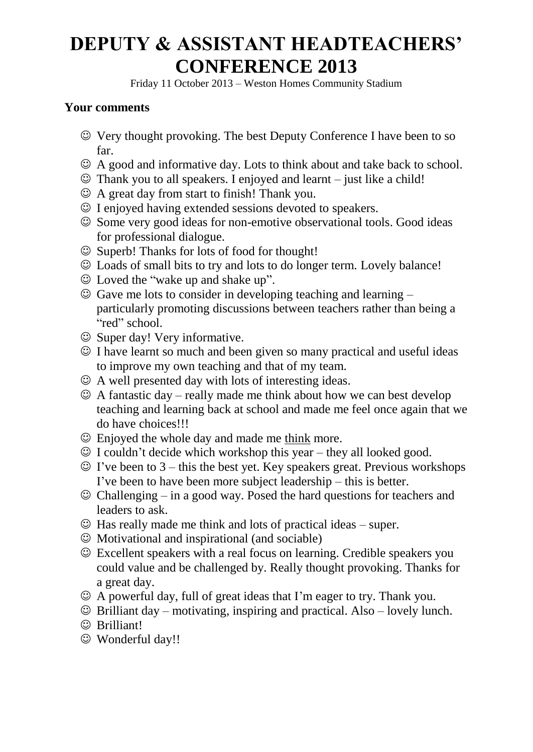# DEPUTY & ASSISTANT HEADTEACHERS' CONFERENCE 2013

Friday 11 October 2013 – Weston Homes Community Stadium

**Your comments**

- ☺ Very thought provoking. The best Deputy Conference I have been to so far.
- ☺ A good and informative day. Lots to think about and take back to school.
- ☺ Thank you to all speakers. I enjoyed and learnt – just like a child!
- ☺ A great day from start to finish! Thank you.
- ☺ I enjoyed having extended sessions devoted to speakers.
- ☺ Some very good ideas for non-emotive observational tools. Good ideas for professional dialogue.
- ☺ Superb! Thanks for lots of food for thought!
- ☺ Loads of small bits to try and lots to do longer term. Lovely balance!
- ☺ Loved the "wake up and shake up".
- ☺ Gave me lots to consider in developing teaching and learning – particularly promoting discussions between teachers rather than being a "red" school.
- ☺ Super day! Very informative.
- ☺ I have learnt so much and been given so many practical and useful ideas to improve my own teaching and that of my team.
- ☺ A well presented day with lots of interesting ideas.
- ☺ A fantastic day – really made me think about how we can best develop teaching and learning back at school and made me feel once again that we do have choices!!!
- ☺ Enjoyed the whole day and made me <u>think</u> more.
- ☺ I couldn't decide which workshop this year – they all looked good.
- ☺ I've been to 3 – this the best yet. Key speakers great. Previous workshops I've been to have been more subject leadership – this is better.
- ☺ Challenging – in a good way. Posed the hard questions for teachers and leaders to ask.
- ☺ Has really made me think and lots of practical ideas – super.
- ☺ Motivational and inspirational (and sociable)
- ☺ Excellent speakers with a real focus on learning. Credible speakers you could value and be challenged by. Really thought provoking. Thanks for a great day.
- ☺ A powerful day, full of great ideas that I'm eager to try. Thank you.
- ☺ Brilliant day – motivating, inspiring and practical. Also – lovely lunch.
- ☺ Brilliant!
- ☺ Wonderful day!!